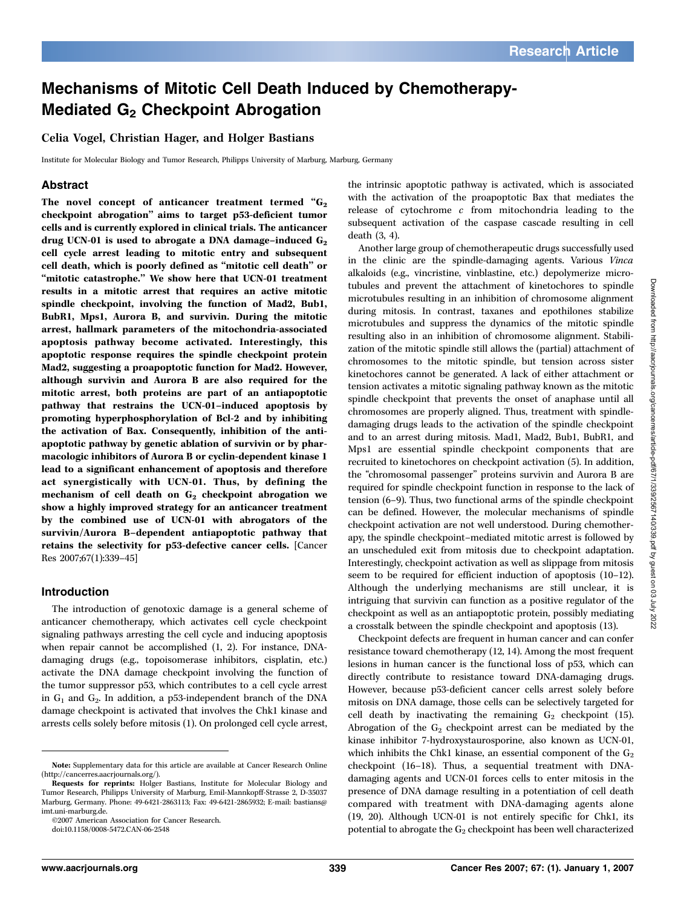# Mechanisms of Mitotic Cell Death Induced by Chemotherapy-Mediated $G_2$ Checkpoint Abrogation

**Celia Vogel, Christian Hager, and Holger Bastians**

Institute for Molecular Biology and Tumor Research, Philipps University of Marburg, Marburg, Germany

## Abstract

**The novel concept of anticancer treatment termed "$G_2$ checkpoint abrogation" aims to target p53-deficient tumor cells and is currently explored in clinical trials. The anticancer drug UCN-01 is used to abrogate a DNA damage–induced $G_2$ cell cycle arrest leading to mitotic entry and subsequent cell death, which is poorly defined as "mitotic cell death" or "mitotic catastrophe." We show here that UCN-01 treatment results in a mitotic arrest that requires an active mitotic spindle checkpoint, involving the function of Mad2, Bub1, BubR1, Mps1, Aurora B, and survivin. During the mitotic arrest, hallmark parameters of the mitochondria-associated apoptosis pathway become activated. Interestingly, this apoptotic response requires the spindle checkpoint protein Mad2, suggesting a proapoptotic function for Mad2. However, although survivin and Aurora B are also required for the mitotic arrest, both proteins are part of an antiapoptotic pathway that restrains the UCN-01–induced apoptosis by promoting hyperphosphorylation of Bcl-2 and by inhibiting the activation of Bax. Consequently, inhibition of the antiapoptotic pathway by genetic ablation of survivin or by pharmacologic inhibitors of Aurora B or cyclin-dependent kinase 1 lead to a significant enhancement of apoptosis and therefore act synergistically with UCN-01. Thus, by defining the mechanism of cell death on $G_2$ checkpoint abrogation we show a highly improved strategy for an anticancer treatment by the combined use of UCN-01 with abrogators of the survivin/Aurora B–dependent antiapoptotic pathway that retains the selectivity for p53-defective cancer cells.** [Cancer Res 2007;67(1):339–45]

## Introduction

The introduction of genotoxic damage is a general scheme of anticancer chemotherapy, which activates cell cycle checkpoint signaling pathways arresting the cell cycle and inducing apoptosis when repair cannot be accomplished (1, 2). For instance, DNA-damaging drugs (e.g., topoisomerase inhibitors, cisplatin, etc.) activate the DNA damage checkpoint involving the function of the tumor suppressor p53, which contributes to a cell cycle arrest in $G_1$ and $G_2$. In addition, a p53-independent branch of the DNA damage checkpoint is activated that involves the Chk1 kinase and arrests cells solely before mitosis (1). On prolonged cell cycle arrest, the intrinsic apoptotic pathway is activated, which is associated with the activation of the proapoptotic Bax that mediates the release of cytochrome *c* from mitochondria leading to the subsequent activation of the caspase cascade resulting in cell death (3, 4).

Another large group of chemotherapeutic drugs successfully used in the clinic are the spindle-damaging agents. Various *Vinca* alkaloids (e.g., vincristine, vinblastine, etc.) depolymerize microtubules and prevent the attachment of kinetochores to spindle microtubules resulting in an inhibition of chromosome alignment during mitosis. In contrast, taxanes and epothilones stabilize microtubules and suppress the dynamics of the mitotic spindle resulting also in an inhibition of chromosome alignment. Stabilization of the mitotic spindle still allows the (partial) attachment of chromosomes to the mitotic spindle, but tension across sister kinetochores cannot be generated. A lack of either attachment or tension activates a mitotic signaling pathway known as the mitotic spindle checkpoint that prevents the onset of anaphase until all chromosomes are properly aligned. Thus, treatment with spindle-damaging drugs leads to the activation of the spindle checkpoint and to an arrest during mitosis. Mad1, Mad2, Bub1, BubR1, and Mps1 are essential spindle checkpoint components that are recruited to kinetochores on checkpoint activation (5). In addition, the "chromosomal passenger" proteins survivin and Aurora B are required for spindle checkpoint function in response to the lack of tension (6–9). Thus, two functional arms of the spindle checkpoint can be defined. However, the molecular mechanisms of spindle checkpoint activation are not well understood. During chemotherapy, the spindle checkpoint–mediated mitotic arrest is followed by an unscheduled exit from mitosis due to checkpoint adaptation. Interestingly, checkpoint activation as well as slippage from mitosis seem to be required for efficient induction of apoptosis (10–12). Although the underlying mechanisms are still unclear, it is intriguing that survivin can function as a positive regulator of the checkpoint as well as an antiapoptotic protein, possibly mediating a crosstalk between the spindle checkpoint and apoptosis (13).

Checkpoint defects are frequent in human cancer and can confer resistance toward chemotherapy (12, 14). Among the most frequent lesions in human cancer is the functional loss of p53, which can directly contribute to resistance toward DNA-damaging drugs. However, because p53-deficient cancer cells arrest solely before mitosis on DNA damage, those cells can be selectively targeted for cell death by inactivating the remaining $G_2$ checkpoint (15). Abrogation of the $G_2$ checkpoint arrest can be mediated by the kinase inhibitor 7-hydroxystaurosporine, also known as UCN-01, which inhibits the Chk1 kinase, an essential component of the $G_2$ checkpoint (16–18). Thus, a sequential treatment with DNA-damaging agents and UCN-01 forces cells to enter mitosis in the presence of DNA damage resulting in a potentiation of cell death compared with treatment with DNA-damaging agents alone (19, 20). Although UCN-01 is not entirely specific for Chk1, its potential to abrogate the $G_2$ checkpoint has been well characterized

---

**Note:** Supplementary data for this article are available at Cancer Research Online (http://cancerres.aacrjournals.org/).

**Requests for reprints:** Holger Bastians, Institute for Molecular Biology and Tumor Research, Philipps University of Marburg, Emil-Mannkopff-Strasse 2, D-35037 Marburg, Germany. Phone: 49-6421-2863113; Fax: 49-6421-2865932; E-mail: bastians@imt.uni-marburg.de.

©2007 American Association for Cancer Research.

doi:10.1158/0008-5472.CAN-06-2548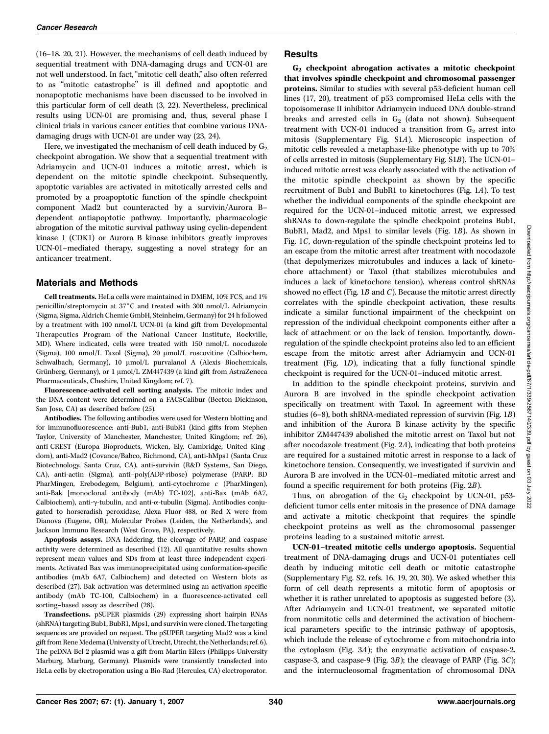(16–18, 20, 21). However, the mechanisms of cell death induced by sequential treatment with DNA-damaging drugs and UCN-01 are not well understood. In fact, "mitotic cell death," also often referred to as "mitotic catastrophe" is ill defined and apoptotic and nonapoptotic mechanisms have been discussed to be involved in this particular form of cell death (3, 22). Nevertheless, preclinical results using UCN-01 are promising and, thus, several phase I clinical trials in various cancer entities that combine various DNA-damaging drugs with UCN-01 are under way (23, 24).

Here, we investigated the mechanism of cell death induced by $G_2$ checkpoint abrogation. We show that a sequential treatment with Adriamycin and UCN-01 induces a mitotic arrest, which is dependent on the mitotic spindle checkpoint. Subsequently, apoptotic variables are activated in mitotically arrested cells and promoted by a proapoptotic function of the spindle checkpoint component Mad2 but counteracted by a survivin/Aurora B–dependent antiapoptotic pathway. Importantly, pharmacologic abrogation of the mitotic survival pathway using cyclin-dependent kinase 1 (CDK1) or Aurora B kinase inhibitors greatly improves UCN-01–mediated therapy, suggesting a novel strategy for an anticancer treatment.

## Materials and Methods

**Cell treatments.** HeLa cells were maintained in DMEM, 10% FCS, and 1% penicillin/streptomycin at 37°C and treated with 300 nmol/L Adriamycin (Sigma, Sigma, Aldrich Chemie GmbH, Steinheim, Germany) for 24 h followed by a treatment with 100 nmol/L UCN-01 (a kind gift from Developmental Therapeutics Program of the National Cancer Institute, Rockville, MD). Where indicated, cells were treated with 150 nmol/L nocodazole (Sigma), 100 nmol/L Taxol (Sigma), 20 μmol/L roscovitine (Calbiochem, Schwalbach, Germany), 10 μmol/L purvalanol A (Alexis Biochemicals, Grünberg, Germany), or 1 μmol/L ZM447439 (a kind gift from AstraZeneca Pharmaceuticals, Cheshire, United Kingdom; ref. 7).

**Fluorescence-activated cell sorting analysis.** The mitotic index and the DNA content were determined on a FACSCalibur (Becton Dickinson, San Jose, CA) as described before (25).

**Antibodies.** The following antibodies were used for Western blotting and for immunofluorescence: anti-Bub1, anti-BubR1 (kind gifts from Stephen Taylor, University of Manchester, Manchester, United Kingdom; ref. 26), anti-CREST (Europa Bioproducts, Wicken, Ely, Cambridge, United Kingdom), anti-Mad2 (Covance/Babco, Richmond, CA), anti-hMps1 (Santa Cruz Biotechnology, Santa Cruz, CA), anti-survivin (R&D Systems, San Diego, CA), anti-actin (Sigma), anti–poly(ADP-ribose) polymerase (PARP; BD PharMingen, Erebodegem, Belgium), anti-cytochrome *c* (PharMingen), anti-Bak [monoclonal antibody (mAb) TC-102], anti-Bax (mAb 6A7, Calbiochem), anti-γ-tubulin, and anti-α-tubulin (Sigma). Antibodies conjugated to horseradish peroxidase, Alexa Fluor 488, or Red X were from Dianova (Eugene, OR), Molecular Probes (Leiden, the Netherlands), and Jackson Immuno Research (West Grove, PA), respectively.

**Apoptosis assays.** DNA laddering, the cleavage of PARP, and caspase activity were determined as described (12). All quantitative results shown represent mean values and SDs from at least three independent experiments. Activated Bax was immunoprecipitated using conformation-specific antibodies (mAb 6A7, Calbiochem) and detected on Western blots as described (27). Bak activation was determined using an activation specific antibody (mAb TC-100, Calbiochem) in a fluorescence-activated cell sorting–based assay as described (28).

**Transfections.** pSUPER plasmids (29) expressing short hairpin RNAs (shRNA) targeting Bub1, BubR1, Mps1, and survivin were cloned. The targeting sequences are provided on request. The pSUPER targeting Mad2 was a kind gift from Rene Medema (University of Utrecht, Utrecht, the Netherlands; ref. 6). The pcDNA-Bcl-2 plasmid was a gift from Martin Eilers (Philipps-University Marburg, Marburg, Germany). Plasmids were transiently transfected into HeLa cells by electroporation using a Bio-Rad (Hercules, CA) electroporator.

## Results

**$G_2$ checkpoint abrogation activates a mitotic checkpoint that involves spindle checkpoint and chromosomal passenger proteins.** Similar to studies with several p53-deficient human cell lines (17, 20), treatment of p53 compromised HeLa cells with the topoisomerase II inhibitor Adriamycin induced DNA double-strand breaks and arrested cells in $G_2$ (data not shown). Subsequent treatment with UCN-01 induced a transition from $G_2$ arrest into mitosis (Supplementary Fig. S1*A*). Microscopic inspection of mitotic cells revealed a metaphase-like phenotype with up to 70% of cells arrested in mitosis (Supplementary Fig. S1*B*). The UCN-01–induced mitotic arrest was clearly associated with the activation of the mitotic spindle checkpoint as shown by the specific recruitment of Bub1 and BubR1 to kinetochores (Fig. 1*A*). To test whether the individual components of the spindle checkpoint are required for the UCN-01–induced mitotic arrest, we expressed shRNAs to down-regulate the spindle checkpoint proteins Bub1, BubR1, Mad2, and Mps1 to similar levels (Fig. 1*B*). As shown in Fig. 1*C*, down-regulation of the spindle checkpoint proteins led to an escape from the mitotic arrest after treatment with nocodazole (that depolymerizes microtubules and induces a lack of kinetochore attachment) or Taxol (that stabilizes microtubules and induces a lack of kinetochore tension), whereas control shRNAs showed no effect (Fig. 1*B* and *C*). Because the mitotic arrest directly correlates with the spindle checkpoint activation, these results indicate a similar functional impairment of the checkpoint on repression of the individual checkpoint components either after a lack of attachment or on the lack of tension. Importantly, down-regulation of the spindle checkpoint proteins also led to an efficient escape from the mitotic arrest after Adriamycin and UCN-01 treatment (Fig. 1*D*), indicating that a fully functional spindle checkpoint is required for the UCN-01–induced mitotic arrest.

In addition to the spindle checkpoint proteins, survivin and Aurora B are involved in the spindle checkpoint activation specifically on treatment with Taxol. In agreement with these studies (6–8), both shRNA-mediated repression of survivin (Fig. 1*B*) and inhibition of the Aurora B kinase activity by the specific inhibitor ZM447439 abolished the mitotic arrest on Taxol but not after nocodazole treatment (Fig. 2*A*), indicating that both proteins are required for a sustained mitotic arrest in response to a lack of kinetochore tension. Consequently, we investigated if survivin and Aurora B are involved in the UCN-01–mediated mitotic arrest and found a specific requirement for both proteins (Fig. 2*B*).

Thus, on abrogation of the $G_2$ checkpoint by UCN-01, p53-deficient tumor cells enter mitosis in the presence of DNA damage and activate a mitotic checkpoint that requires the spindle checkpoint proteins as well as the chromosomal passenger proteins leading to a sustained mitotic arrest.

**UCN-01–treated mitotic cells undergo apoptosis.** Sequential treatment of DNA-damaging drugs and UCN-01 potentiates cell death by inducing mitotic cell death or mitotic catastrophe (Supplementary Fig. S2, refs. 16, 19, 20, 30). We asked whether this form of cell death represents a mitotic form of apoptosis or whether it is rather unrelated to apoptosis as suggested before (3). After Adriamycin and UCN-01 treatment, we separated mitotic from nonmitotic cells and determined the activation of biochemical parameters specific to the intrinsic pathway of apoptosis, which include the release of cytochrome *c* from mitochondria into the cytoplasm (Fig. 3*A*); the enzymatic activation of caspase-2, caspase-3, and caspase-9 (Fig. 3*B*); the cleavage of PARP (Fig. 3*C*); and the internucleosomal fragmentation of chromosomal DNA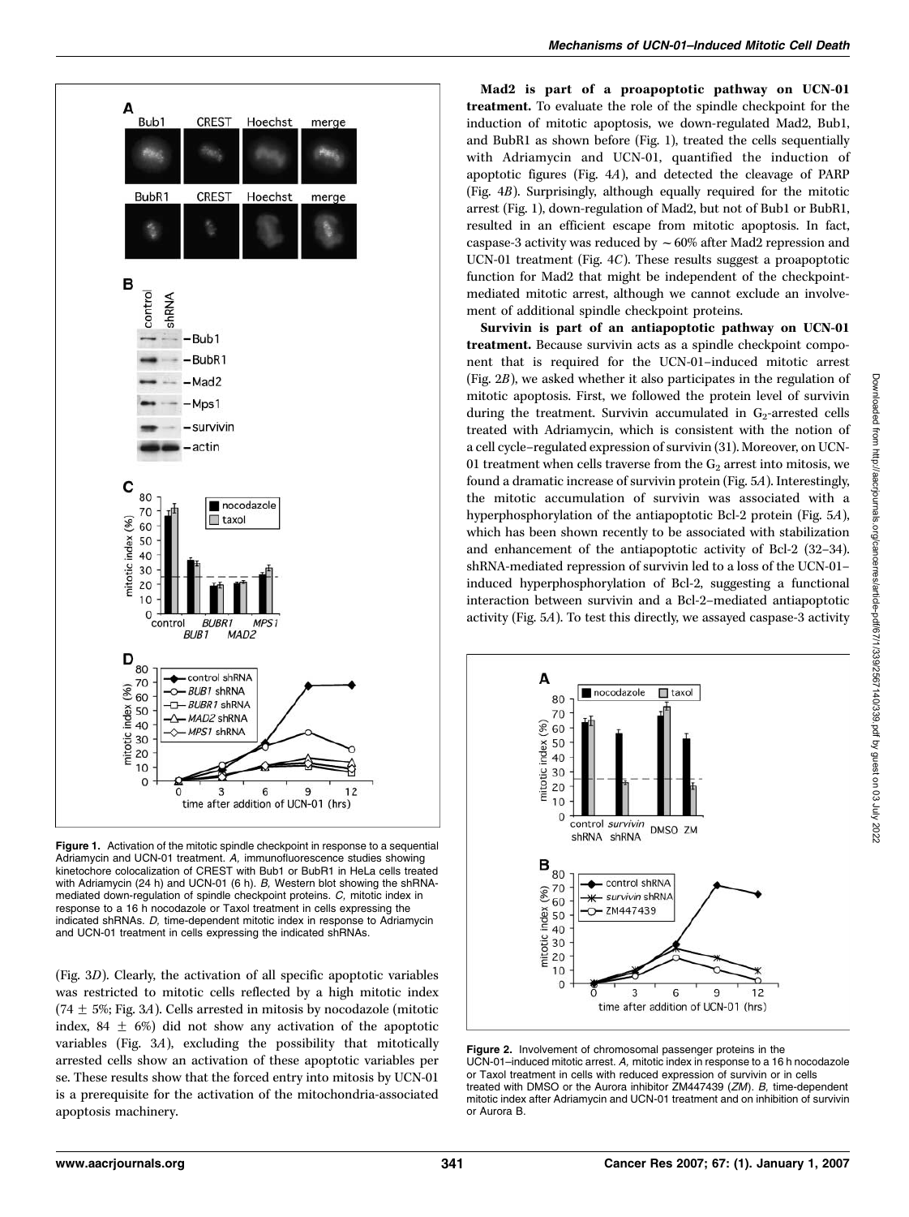**Figure 1.** Activation of the mitotic spindle checkpoint in response to a sequential Adriamycin and UCN-01 treatment. *A,* immunofluorescence studies showing kinetochore colocalization of CREST with Bub1 or BubR1 in HeLa cells treated with Adriamycin (24 h) and UCN-01 (6 h). *B,* Western blot showing the shRNA-mediated down-regulation of spindle checkpoint proteins. *C,* mitotic index in response to a 16 h nocodazole or Taxol treatment in cells expressing the indicated shRNAs. *D,* time-dependent mitotic index in response to Adriamycin and UCN-01 treatment in cells expressing the indicated shRNAs.

(Fig. 3*D*). Clearly, the activation of all specific apoptotic variables was restricted to mitotic cells reflected by a high mitotic index (74 ± 5%; Fig. 3*A*). Cells arrested in mitosis by nocodazole (mitotic index, 84 ± 6%) did not show any activation of the apoptotic variables (Fig. 3*A*), excluding the possibility that mitotically arrested cells show an activation of these apoptotic variables per se. These results show that the forced entry into mitosis by UCN-01 is a prerequisite for the activation of the mitochondria-associated apoptosis machinery.

**Mad2 is part of a proapoptotic pathway on UCN-01 treatment.** To evaluate the role of the spindle checkpoint for the induction of mitotic apoptosis, we down-regulated Mad2, Bub1, and BubR1 as shown before (Fig. 1), treated the cells sequentially with Adriamycin and UCN-01, quantified the induction of apoptotic figures (Fig. 4*A*), and detected the cleavage of PARP (Fig. 4*B*). Surprisingly, although equally required for the mitotic arrest (Fig. 1), down-regulation of Mad2, but not of Bub1 or BubR1, resulted in an efficient escape from mitotic apoptosis. In fact, caspase-3 activity was reduced by ~60% after Mad2 repression and UCN-01 treatment (Fig. 4*C*). These results suggest a proapoptotic function for Mad2 that might be independent of the checkpoint-mediated mitotic arrest, although we cannot exclude an involvement of additional spindle checkpoint proteins.

**Survivin is part of an antiapoptotic pathway on UCN-01 treatment.** Because survivin acts as a spindle checkpoint component that is required for the UCN-01–induced mitotic arrest (Fig. 2*B*), we asked whether it also participates in the regulation of mitotic apoptosis. First, we followed the protein level of survivin during the treatment. Survivin accumulated in $G_2$-arrested cells treated with Adriamycin, which is consistent with the notion of a cell cycle–regulated expression of survivin (31). Moreover, on UCN-01 treatment when cells traverse from the $G_2$ arrest into mitosis, we found a dramatic increase of survivin protein (Fig. 5*A*). Interestingly, the mitotic accumulation of survivin was associated with a hyperphosphorylation of the antiapoptotic Bcl-2 protein (Fig. 5*A*), which has been shown recently to be associated with stabilization and enhancement of the antiapoptotic activity of Bcl-2 (32–34). shRNA-mediated repression of survivin led to a loss of the UCN-01–induced hyperphosphorylation of Bcl-2, suggesting a functional interaction between survivin and a Bcl-2–mediated antiapoptotic activity (Fig. 5*A*). To test this directly, we assayed caspase-3 activity

**Figure 2.** Involvement of chromosomal passenger proteins in the UCN-01–induced mitotic arrest. *A,* mitotic index in response to a 16 h nocodazole or Taxol treatment in cells with reduced expression of survivin or in cells treated with DMSO or the Aurora inhibitor ZM447439 (*ZM*). *B,* time-dependent mitotic index after Adriamycin and UCN-01 treatment and on inhibition of survivin or Aurora B.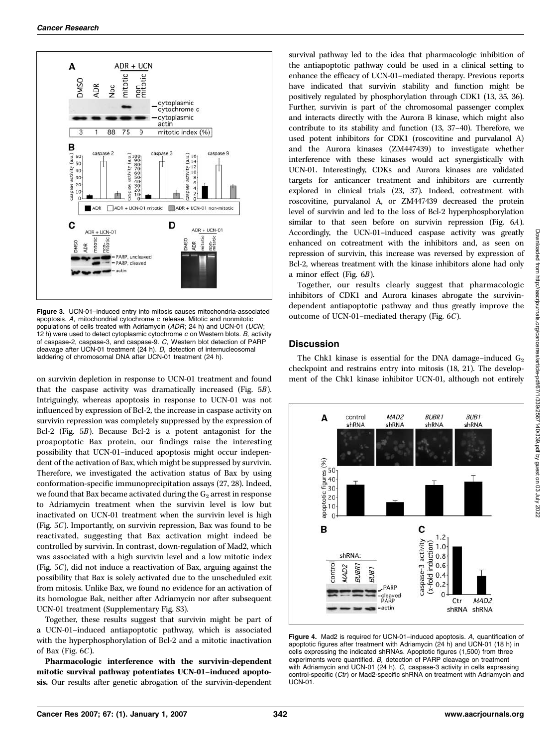Figure 3. UCN-01–induced entry into mitosis causes mitochondria-associated apoptosis. *A*, mitochondrial cytochrome *c* release. Mitotic and nonmitotic populations of cells treated with Adriamycin (*ADR*; 24 h) and UCN-01 (*UCN*; 12 h) were used to detect cytoplasmic cytochrome *c* on Western blots. *B*, activity of caspase-2, caspase-3, and caspase-9. *C*, Western blot detection of PARP cleavage after UCN-01 treatment (24 h). *D*, detection of internucleosomal laddering of chromosomal DNA after UCN-01 treatment (24 h).

on survivin depletion in response to UCN-01 treatment and found that the caspase activity was dramatically increased (Fig. 5*B*). Intriguingly, whereas apoptosis in response to UCN-01 was not influenced by expression of Bcl-2, the increase in caspase activity on survivin repression was completely suppressed by the expression of Bcl-2 (Fig. 5*B*). Because Bcl-2 is a potent antagonist for the proapoptotic Bax protein, our findings raise the interesting possibility that UCN-01–induced apoptosis might occur independent of the activation of Bax, which might be suppressed by survivin. Therefore, we investigated the activation status of Bax by using conformation-specific immunoprecipitation assays (27, 28). Indeed, we found that Bax became activated during the $G_2$ arrest in response to Adriamycin treatment when the survivin level is low but inactivated on UCN-01 treatment when the survivin level is high (Fig. 5*C*). Importantly, on survivin repression, Bax was found to be reactivated, suggesting that Bax activation might indeed be controlled by survivin. In contrast, down-regulation of Mad2, which was associated with a high survivin level and a low mitotic index (Fig. 5*C*), did not induce a reactivation of Bax, arguing against the possibility that Bax is solely activated due to the unscheduled exit from mitosis. Unlike Bax, we found no evidence for an activation of its homologue Bak, neither after Adriamycin nor after subsequent UCN-01 treatment (Supplementary Fig. S3).

Together, these results suggest that survivin might be part of a UCN-01–induced antiapoptotic pathway, which is associated with the hyperphosphorylation of Bcl-2 and a mitotic inactivation of Bax (Fig. 6*C*).

**Pharmacologic interference with the survivin-dependent mitotic survival pathway potentiates UCN-01–induced apoptosis.** Our results after genetic abrogation of the survivin-dependent survival pathway led to the idea that pharmacologic inhibition of the antiapoptotic pathway could be used in a clinical setting to enhance the efficacy of UCN-01–mediated therapy. Previous reports have indicated that survivin stability and function might be positively regulated by phosphorylation through CDK1 (13, 35, 36). Further, survivin is part of the chromosomal passenger complex and interacts directly with the Aurora B kinase, which might also contribute to its stability and function (13, 37–40). Therefore, we used potent inhibitors for CDK1 (roscovitine and purvalanol A) and the Aurora kinases (ZM447439) to investigate whether interference with these kinases would act synergistically with UCN-01. Interestingly, CDKs and Aurora kinases are validated targets for anticancer treatment and inhibitors are currently explored in clinical trials (23, 37). Indeed, cotreatment with roscovitine, purvalanol A, or ZM447439 decreased the protein level of survivin and led to the loss of Bcl-2 hyperphosphorylation similar to that seen before on survivin repression (Fig. 6*A*). Accordingly, the UCN-01–induced caspase activity was greatly enhanced on cotreatment with the inhibitors and, as seen on repression of survivin, this increase was reversed by expression of Bcl-2, whereas treatment with the kinase inhibitors alone had only a minor effect (Fig. 6*B*).

Together, our results clearly suggest that pharmacologic inhibitors of CDK1 and Aurora kinases abrogate the survivin-dependent antiapoptotic pathway and thus greatly improve the outcome of UCN-01–mediated therapy (Fig. 6*C*).

## Discussion

The Chk1 kinase is essential for the DNA damage–induced $G_2$ checkpoint and restrains entry into mitosis (18, 21). The development of the Chk1 kinase inhibitor UCN-01, although not entirely

Figure 4. Mad2 is required for UCN-01–induced apoptosis. *A*, quantification of apoptotic figures after treatment with Adriamycin (24 h) and UCN-01 (18 h) in cells expressing the indicated shRNAs. Apoptotic figures (1,500) from three experiments were quantified. *B*, detection of PARP cleavage on treatment with Adriamycin and UCN-01 (24 h). *C*, caspase-3 activity in cells expressing control-specific (*Ctr*) or Mad2-specific shRNA on treatment with Adriamycin and UCN-01.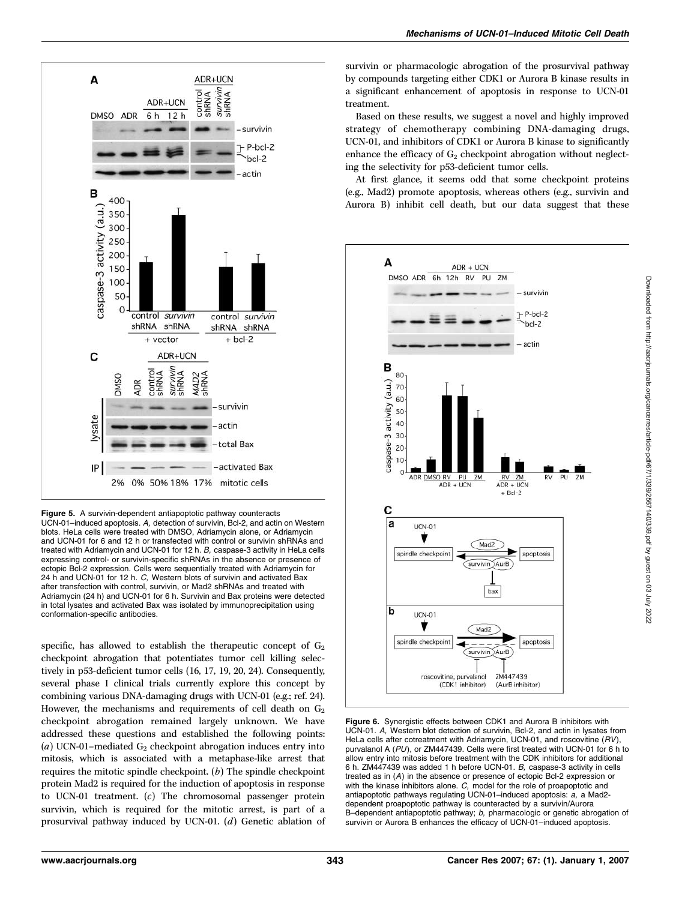**Figure 5.** A survivin-dependent antiapoptotic pathway counteracts UCN-01–induced apoptosis. *A,* detection of survivin, Bcl-2, and actin on Western blots. HeLa cells were treated with DMSO, Adriamycin alone, or Adriamycin and UCN-01 for 6 and 12 h or transfected with control or survivin shRNAs and treated with Adriamycin and UCN-01 for 12 h. *B,* caspase-3 activity in HeLa cells expressing control- or survivin-specific shRNAs in the absence or presence of ectopic Bcl-2 expression. Cells were sequentially treated with Adriamycin for 24 h and UCN-01 for 12 h. *C,* Western blots of survivin and activated Bax after transfection with control, survivin, or Mad2 shRNAs and treated with Adriamycin (24 h) and UCN-01 for 6 h. Survivin and Bax proteins were detected in total lysates and activated Bax was isolated by immunoprecipitation using conformation-specific antibodies.

specific, has allowed to establish the therapeutic concept of $G_2$ checkpoint abrogation that potentiates tumor cell killing selectively in p53-deficient tumor cells (16, 17, 19, 20, 24). Consequently, several phase I clinical trials currently explore this concept by combining various DNA-damaging drugs with UCN-01 (e.g.; ref. 24). However, the mechanisms and requirements of cell death on $G_2$ checkpoint abrogation remained largely unknown. We have addressed these questions and established the following points: (*a*) UCN-01–mediated $G_2$ checkpoint abrogation induces entry into mitosis, which is associated with a metaphase-like arrest that requires the mitotic spindle checkpoint. (*b*) The spindle checkpoint protein Mad2 is required for the induction of apoptosis in response to UCN-01 treatment. (*c*) The chromosomal passenger protein survivin, which is required for the mitotic arrest, is part of a prosurvival pathway induced by UCN-01. (*d*) Genetic ablation of survivin or pharmacologic abrogation of the prosurvival pathway by compounds targeting either CDK1 or Aurora B kinase results in a significant enhancement of apoptosis in response to UCN-01 treatment.

Based on these results, we suggest a novel and highly improved strategy of chemotherapy combining DNA-damaging drugs, UCN-01, and inhibitors of CDK1 or Aurora B kinase to significantly enhance the efficacy of $G_2$ checkpoint abrogation without neglecting the selectivity for p53-deficient tumor cells.

At first glance, it seems odd that some checkpoint proteins (e.g., Mad2) promote apoptosis, whereas others (e.g., survivin and Aurora B) inhibit cell death, but our data suggest that these

**Figure 6.** Synergistic effects between CDK1 and Aurora B inhibitors with UCN-01. *A,* Western blot detection of survivin, Bcl-2, and actin in lysates from HeLa cells after cotreatment with Adriamycin, UCN-01, and roscovitine (*RV*), purvalanol A (*PU*), or ZM447439. Cells were first treated with UCN-01 for 6 h to allow entry into mitosis before treatment with the CDK inhibitors for additional 6 h. ZM447439 was added 1 h before UCN-01. *B,* caspase-3 activity in cells treated as in (*A*) in the absence or presence of ectopic Bcl-2 expression or with the kinase inhibitors alone. *C,* model for the role of proapoptotic and antiapoptotic pathways regulating UCN-01–induced apoptosis: *a,* a Mad2-dependent proapoptotic pathway is counteracted by a survivin/Aurora B–dependent antiapoptotic pathway; *b,* pharmacologic or genetic abrogation of survivin or Aurora B enhances the efficacy of UCN-01–induced apoptosis.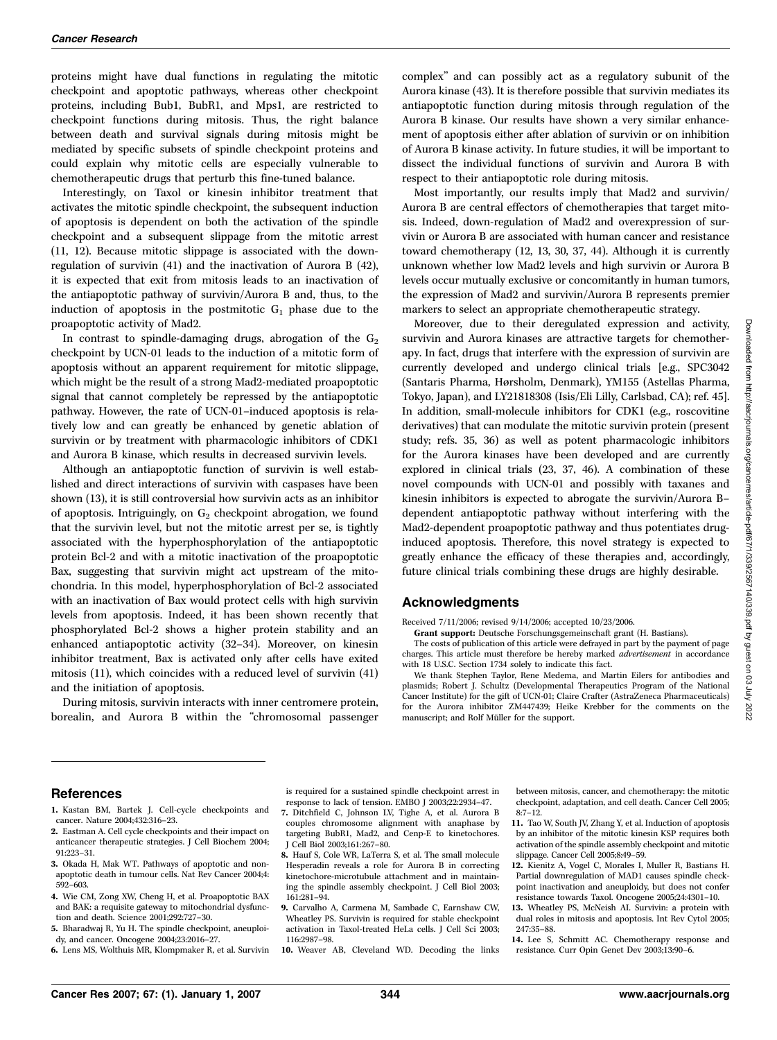proteins might have dual functions in regulating the mitotic checkpoint and apoptotic pathways, whereas other checkpoint proteins, including Bub1, BubR1, and Mps1, are restricted to checkpoint functions during mitosis. Thus, the right balance between death and survival signals during mitosis might be mediated by specific subsets of spindle checkpoint proteins and could explain why mitotic cells are especially vulnerable to chemotherapeutic drugs that perturb this fine-tuned balance.

Interestingly, on Taxol or kinesin inhibitor treatment that activates the mitotic spindle checkpoint, the subsequent induction of apoptosis is dependent on both the activation of the spindle checkpoint and a subsequent slippage from the mitotic arrest (11, 12). Because mitotic slippage is associated with the down-regulation of survivin (41) and the inactivation of Aurora B (42), it is expected that exit from mitosis leads to an inactivation of the antiapoptotic pathway of survivin/Aurora B and, thus, to the induction of apoptosis in the postmitotic $G_1$ phase due to the proapoptotic activity of Mad2.

In contrast to spindle-damaging drugs, abrogation of the $G_2$ checkpoint by UCN-01 leads to the induction of a mitotic form of apoptosis without an apparent requirement for mitotic slippage, which might be the result of a strong Mad2-mediated proapoptotic signal that cannot completely be repressed by the antiapoptotic pathway. However, the rate of UCN-01–induced apoptosis is relatively low and can greatly be enhanced by genetic ablation of survivin or by treatment with pharmacologic inhibitors of CDK1 and Aurora B kinase, which results in decreased survivin levels.

Although an antiapoptotic function of survivin is well established and direct interactions of survivin with caspases have been shown (13), it is still controversial how survivin acts as an inhibitor of apoptosis. Intriguingly, on $G_2$ checkpoint abrogation, we found that the survivin level, but not the mitotic arrest per se, is tightly associated with the hyperphosphorylation of the antiapoptotic protein Bcl-2 and with a mitotic inactivation of the proapoptotic Bax, suggesting that survivin might act upstream of the mitochondria. In this model, hyperphosphorylation of Bcl-2 associated with an inactivation of Bax would protect cells with high survivin levels from apoptosis. Indeed, it has been shown recently that phosphorylated Bcl-2 shows a higher protein stability and an enhanced antiapoptotic activity (32–34). Moreover, on kinesin inhibitor treatment, Bax is activated only after cells have exited mitosis (11), which coincides with a reduced level of survivin (41) and the initiation of apoptosis.

During mitosis, survivin interacts with inner centromere protein, borealin, and Aurora B within the "chromosomal passenger complex" and can possibly act as a regulatory subunit of the Aurora kinase (43). It is therefore possible that survivin mediates its antiapoptotic function during mitosis through regulation of the Aurora B kinase. Our results have shown a very similar enhancement of apoptosis either after ablation of survivin or on inhibition of Aurora B kinase activity. In future studies, it will be important to dissect the individual functions of survivin and Aurora B with respect to their antiapoptotic role during mitosis.

Most importantly, our results imply that Mad2 and survivin/Aurora B are central effectors of chemotherapies that target mitosis. Indeed, down-regulation of Mad2 and overexpression of survivin or Aurora B are associated with human cancer and resistance toward chemotherapy (12, 13, 30, 37, 44). Although it is currently unknown whether low Mad2 levels and high survivin or Aurora B levels occur mutually exclusive or concomitantly in human tumors, the expression of Mad2 and survivin/Aurora B represents premier markers to select an appropriate chemotherapeutic strategy.

Moreover, due to their deregulated expression and activity, survivin and Aurora kinases are attractive targets for chemotherapy. In fact, drugs that interfere with the expression of survivin are currently developed and undergo clinical trials [e.g., SPC3042 (Santaris Pharma, Hørsholm, Denmark), YM155 (Astellas Pharma, Tokyo, Japan), and LY21818308 (Isis/Eli Lilly, Carlsbad, CA); ref. 45]. In addition, small-molecule inhibitors for CDK1 (e.g., roscovitine derivatives) that can modulate the mitotic survivin protein (present study; refs. 35, 36) as well as potent pharmacologic inhibitors for the Aurora kinases have been developed and are currently explored in clinical trials (23, 37, 46). A combination of these novel compounds with UCN-01 and possibly with taxanes and kinesin inhibitors is expected to abrogate the survivin/Aurora B–dependent antiapoptotic pathway without interfering with the Mad2-dependent proapoptotic pathway and thus potentiates drug-induced apoptosis. Therefore, this novel strategy is expected to greatly enhance the efficacy of these therapies and, accordingly, future clinical trials combining these drugs are highly desirable.

## Acknowledgments

Received 7/11/2006; revised 9/14/2006; accepted 10/23/2006.

**Grant support:** Deutsche Forschungsgemeinschaft grant (H. Bastians).

The costs of publication of this article were defrayed in part by the payment of page charges. This article must therefore be hereby marked *advertisement* in accordance with 18 U.S.C. Section 1734 solely to indicate this fact.

We thank Stephen Taylor, Rene Medema, and Martin Eilers for antibodies and plasmids; Robert J. Schultz (Developmental Therapeutics Program of the National Cancer Institute) for the gift of UCN-01; Claire Crafter (AstraZeneca Pharmaceuticals) for the Aurora inhibitor ZM447439; Heike Krebber for the comments on the manuscript; and Rolf Müller for the support.

## References

1. Kastan BM, Bartek J. Cell-cycle checkpoints and cancer. Nature 2004;432:316–23.
2. Eastman A. Cell cycle checkpoints and their impact on anticancer therapeutic strategies. J Cell Biochem 2004; 91:223–31.
3. Okada H, Mak WT. Pathways of apoptotic and non-apoptotic death in tumour cells. Nat Rev Cancer 2004;4: 592–603.
4. Wie CM, Zong XW, Cheng H, et al. Proapoptotic BAX and BAK: a requisite gateway to mitochondrial dysfunction and death. Science 2001;292:727–30.
5. Bharadwaj R, Yu H. The spindle checkpoint, aneuploidy, and cancer. Oncogene 2004;23:2016–27.
6. Lens MS, Wolthuis MR, Klompmaker R, et al. Survivin is required for a sustained spindle checkpoint arrest in response to lack of tension. EMBO J 2003;22:2934–47.
7. Ditchfield C, Johnson LV, Tighe A, et al. Aurora B couples chromosome alignment with anaphase by targeting BubR1, Mad2, and Cenp-E to kinetochores. J Cell Biol 2003;161:267–80.
8. Hauf S, Cole WR, LaTerra S, et al. The small molecule Hesperadin reveals a role for Aurora B in correcting kinetochore-microtubule attachment and in maintaining the spindle assembly checkpoint. J Cell Biol 2003; 161:281–94.
9. Carvalho A, Carmena M, Sambade C, Earnshaw CW, Wheatley PS. Survivin is required for stable checkpoint activation in Taxol-treated HeLa cells. J Cell Sci 2003; 116:2987–98.
10. Weaver AB, Cleveland WD. Decoding the links between mitosis, cancer, and chemotherapy: the mitotic checkpoint, adaptation, and cell death. Cancer Cell 2005; 8:7–12.
11. Tao W, South JV, Zhang Y, et al. Induction of apoptosis by an inhibitor of the mitotic kinesin KSP requires both activation of the spindle assembly checkpoint and mitotic slippage. Cancer Cell 2005;8:49–59.
12. Kienitz A, Vogel C, Morales I, Muller R, Bastians H. Partial downregulation of MAD1 causes spindle checkpoint inactivation and aneuploidy, but does not confer resistance towards Taxol. Oncogene 2005;24:4301–10.
13. Wheatley PS, McNeish AI. Survivin: a protein with dual roles in mitosis and apoptosis. Int Rev Cytol 2005; 247:35–88.
14. Lee S, Schmitt AC. Chemotherapy response and resistance. Curr Opin Genet Dev 2003;13:90–6.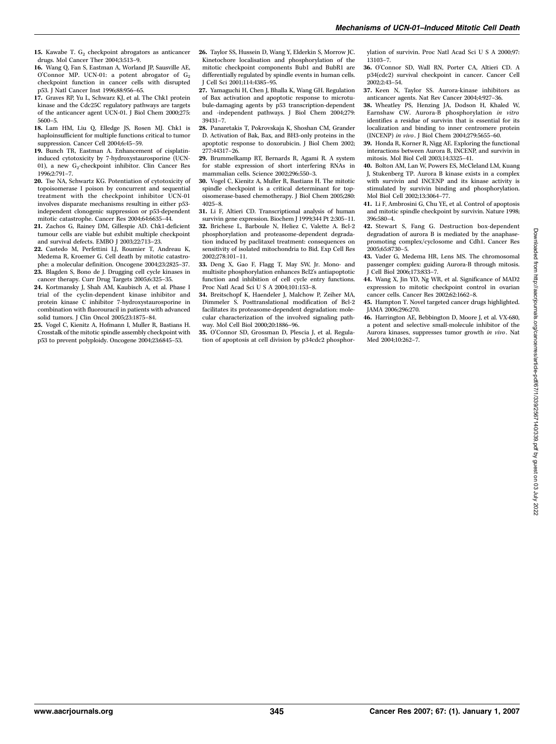15. Kawabe T. $G_2$ checkpoint abrogators as anticancer drugs. Mol Cancer Ther 2004;3:513–9.
16. Wang Q, Fan S, Eastman A, Worland JP, Sausville AE, O'Connor MP. UCN-01: a potent abrogator of $G_2$ checkpoint function in cancer cells with disrupted p53. J Natl Cancer Inst 1996;88:956–65.
17. Graves RP, Yu L, Schwarz KJ, et al. The Chk1 protein kinase and the Cdc25C regulatory pathways are targets of the anticancer agent UCN-01. J Biol Chem 2000;275: 5600–5.
18. Lam HM, Liu Q, Elledge JS, Rosen MJ. Chk1 is haploinsufficient for multiple functions critical to tumor suppression. Cancer Cell 2004;6:45–59.
19. Bunch TR, Eastman A. Enhancement of cisplatin-induced cytotoxicity by 7-hydroxystaurosporine (UCN-01), a new $G_2$-checkpoint inhibitor. Clin Cancer Res 1996;2:791–7.
20. Tse NA, Schwartz KG. Potentiation of cytotoxicity of topoisomerase I poison by concurrent and sequential treatment with the checkpoint inhibitor UCN-01 involves disparate mechanisms resulting in either p53-independent clonogenic suppression or p53-dependent mitotic catastrophe. Cancer Res 2004;64:6635–44.
21. Zachos G, Rainey DM, Gillespie AD. Chk1-deficient tumour cells are viable but exhibit multiple checkpoint and survival defects. EMBO J 2003;22:713–23.
22. Castedo M, Perfettini LJ, Roumier T, Andreau K, Medema R, Kroemer G. Cell death by mitotic catastrophe: a molecular definition. Oncogene 2004;23:2825–37.
23. Blagden S, Bono de J. Drugging cell cycle kinases in cancer therapy. Curr Drug Targets 2005;6:325–35.
24. Kortmansky J, Shah AM, Kaubisch A, et al. Phase I trial of the cyclin-dependent kinase inhibitor and protein kinase C inhibitor 7-hydroxystaurosporine in combination with fluorouracil in patients with advanced solid tumors. J Clin Oncol 2005;23:1875–84.
25. Vogel C, Kienitz A, Hofmann I, Muller R, Bastians H. Crosstalk of the mitotic spindle assembly checkpoint with p53 to prevent polyploidy. Oncogene 2004;23:6845–53.
26. Taylor SS, Hussein D, Wang Y, Elderkin S, Morrow JC. Kinetochore localisation and phosphorylation of the mitotic checkpoint components Bub1 and BubR1 are differentially regulated by spindle events in human cells. J Cell Sci 2001;114:4385–95.
27. Yamaguchi H, Chen J, Bhalla K, Wang GH. Regulation of Bax activation and apoptotic response to microtubule-damaging agents by p53 transcription-dependent and -independent pathways. J Biol Chem 2004;279: 39431–7.
28. Panaretakis T, Pokrovskaja K, Shoshan CM, Grander D. Activation of Bak, Bax, and BH3-only proteins in the apoptotic response to doxorubicin. J Biol Chem 2002; 277:44317–26.
29. Brummelkamp RT, Bernards R, Agami R. A system for stable expression of short interfering RNAs in mammalian cells. Science 2002;296:550–3.
30. Vogel C, Kienitz A, Muller R, Bastians H. The mitotic spindle checkpoint is a critical determinant for topoisomerase-based chemotherapy. J Biol Chem 2005;280: 4025–8.
31. Li F, Altieri CD. Transcriptional analysis of human survivin gene expression. Biochem J 1999;344 Pt 2:305–11.
32. Brichese L, Barboule N, Heliez C, Valette A. Bcl-2 phosphorylation and proteasome-dependent degradation induced by paclitaxel treatment: consequences on sensitivity of isolated mitochondria to Bid. Exp Cell Res 2002;278:101–11.
33. Deng X, Gao F, Flagg T, May SW, Jr. Mono- and multisite phosphorylation enhances Bcl2's antiapoptotic function and inhibition of cell cycle entry functions. Proc Natl Acad Sci U S A 2004;101:153–8.
34. Breitschopf K, Haendeler J, Malchow P, Zeiher MA, Dimmeler S. Posttranslational modification of Bcl-2 facilitates its proteasome-dependent degradation: molecular characterization of the involved signaling pathway. Mol Cell Biol 2000;20:1886–96.
35. O'Connor SD, Grossman D, Plescia J, et al. Regulation of apoptosis at cell division by p34cdc2 phosphorylation of survivin. Proc Natl Acad Sci U S A 2000;97: 13103–7.
36. O'Connor SD, Wall RN, Porter CA, Altieri CD. A p34(cdc2) survival checkpoint in cancer. Cancer Cell 2002;2:43–54.
37. Keen N, Taylor SS. Aurora-kinase inhibitors as anticancer agents. Nat Rev Cancer 2004;4:927–36.
38. Wheatley PS, Henzing JA, Dodson H, Khaled W, Earnshaw CW. Aurora-B phosphorylation *in vitro* identifies a residue of survivin that is essential for its localization and binding to inner centromere protein (INCENP) *in vivo*. J Biol Chem 2004;279:5655–60.
39. Honda R, Korner R, Nigg AE. Exploring the functional interactions between Aurora B, INCENP, and survivin in mitosis. Mol Biol Cell 2003;14:3325–41.
40. Bolton AM, Lan W, Powers ES, McCleland LM, Kuang J, Stukenberg TP. Aurora B kinase exists in a complex with survivin and INCENP and its kinase activity is stimulated by survivin binding and phosphorylation. Mol Biol Cell 2002;13:3064–77.
41. Li F, Ambrosini G, Chu YE, et al. Control of apoptosis and mitotic spindle checkpoint by survivin. Nature 1998; 396:580–4.
42. Stewart S, Fang G. Destruction box-dependent degradation of aurora B is mediated by the anaphase-promoting complex/cyclosome and Cdh1. Cancer Res 2005;65:8730–5.
43. Vader G, Medema HR, Lens MS. The chromosomal passenger complex: guiding Aurora-B through mitosis. J Cell Biol 2006;173:833–7.
44. Wang X, Jin YD, Ng WR, et al. Significance of MAD2 expression to mitotic checkpoint control in ovarian cancer cells. Cancer Res 2002;62:1662–8.
45. Hampton T. Novel targeted cancer drugs highlighted. JAMA 2006;296:270.
46. Harrington AE, Bebbington D, Moore J, et al. VX-680, a potent and selective small-molecule inhibitor of the Aurora kinases, suppresses tumor growth *in vivo*. Nat Med 2004;10:262–7.